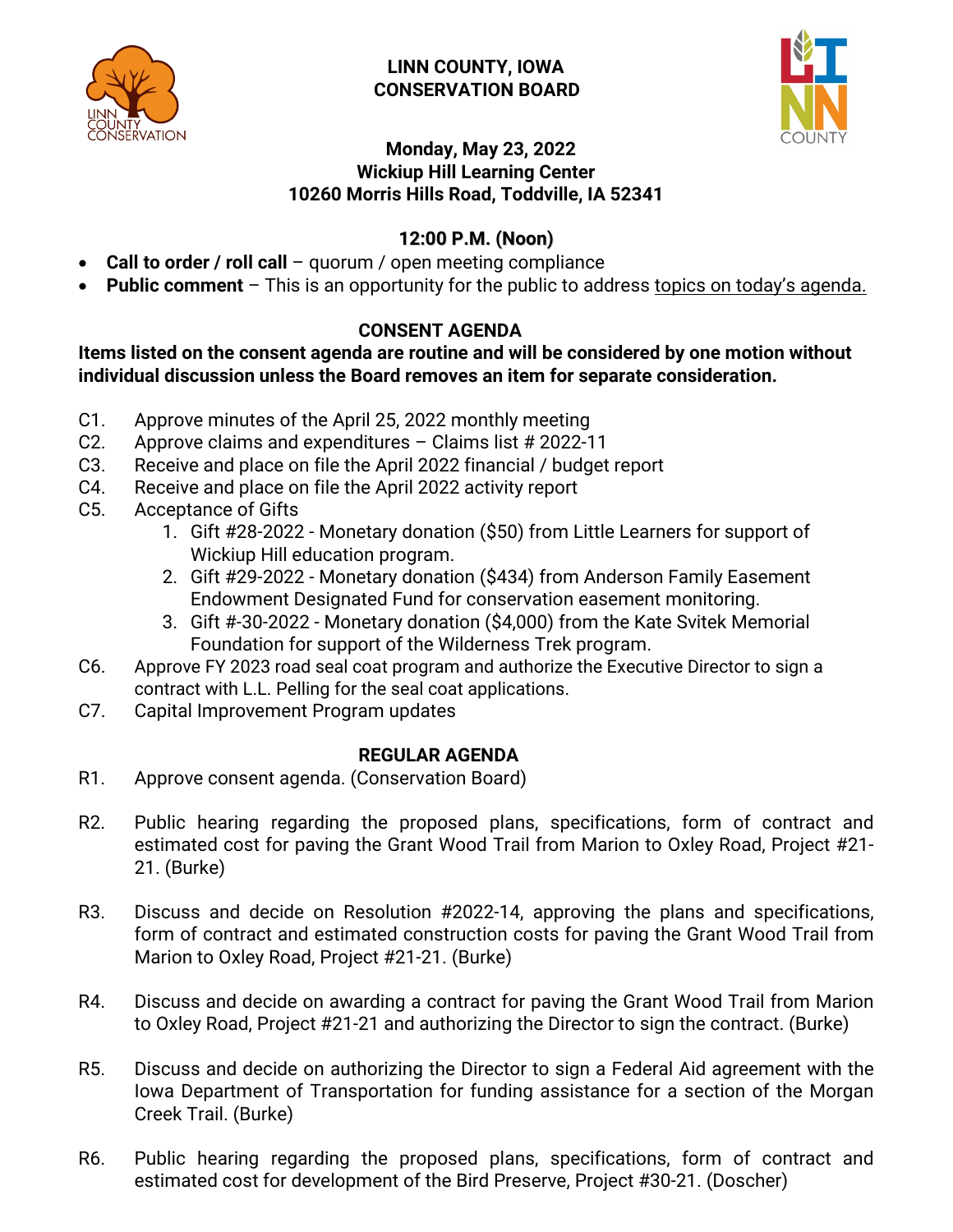# LINN COUNTY, IOWA
# CONSERVATION BOARD

**Monday, May 23, 2022**
**Wickiup Hill Learning Center**
**10260 Morris Hills Road, Toddville, IA 52341**

**12:00 P.M. (Noon)**

- **Call to order / roll call** – quorum / open meeting compliance
- **Public comment** – This is an opportunity for the public to address topics on today's agenda.

## CONSENT AGENDA

**Items listed on the consent agenda are routine and will be considered by one motion without individual discussion unless the Board removes an item for separate consideration.**

C1. Approve minutes of the April 25, 2022 monthly meeting

C2. Approve claims and expenditures – Claims list # 2022-11

C3. Receive and place on file the April 2022 financial / budget report

C4. Receive and place on file the April 2022 activity report

C5. Acceptance of Gifts

1. Gift #28-2022 - Monetary donation ($50) from Little Learners for support of Wickiup Hill education program.
2. Gift #29-2022 - Monetary donation ($434) from Anderson Family Easement Endowment Designated Fund for conservation easement monitoring.
3. Gift #-30-2022 - Monetary donation ($4,000) from the Kate Svitek Memorial Foundation for support of the Wilderness Trek program.

C6. Approve FY 2023 road seal coat program and authorize the Executive Director to sign a contract with L.L. Pelling for the seal coat applications.

C7. Capital Improvement Program updates

## REGULAR AGENDA

R1. Approve consent agenda. (Conservation Board)

R2. Public hearing regarding the proposed plans, specifications, form of contract and estimated cost for paving the Grant Wood Trail from Marion to Oxley Road, Project #21-21. (Burke)

R3. Discuss and decide on Resolution #2022-14, approving the plans and specifications, form of contract and estimated construction costs for paving the Grant Wood Trail from Marion to Oxley Road, Project #21-21. (Burke)

R4. Discuss and decide on awarding a contract for paving the Grant Wood Trail from Marion to Oxley Road, Project #21-21 and authorizing the Director to sign the contract. (Burke)

R5. Discuss and decide on authorizing the Director to sign a Federal Aid agreement with the Iowa Department of Transportation for funding assistance for a section of the Morgan Creek Trail. (Burke)

R6. Public hearing regarding the proposed plans, specifications, form of contract and estimated cost for development of the Bird Preserve, Project #30-21. (Doscher)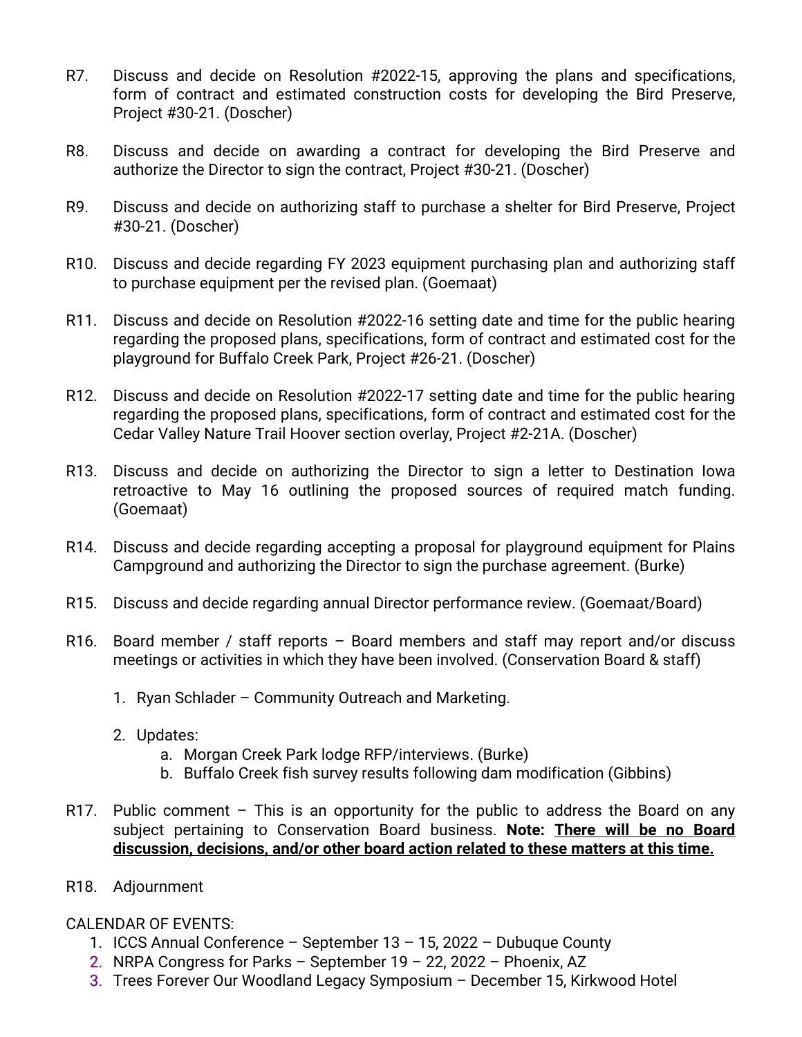R7. Discuss and decide on Resolution #2022-15, approving the plans and specifications, form of contract and estimated construction costs for developing the Bird Preserve, Project #30-21. (Doscher)

R8. Discuss and decide on awarding a contract for developing the Bird Preserve and authorize the Director to sign the contract, Project #30-21. (Doscher)

R9. Discuss and decide on authorizing staff to purchase a shelter for Bird Preserve, Project #30-21. (Doscher)

R10. Discuss and decide regarding FY 2023 equipment purchasing plan and authorizing staff to purchase equipment per the revised plan. (Goemaat)

R11. Discuss and decide on Resolution #2022-16 setting date and time for the public hearing regarding the proposed plans, specifications, form of contract and estimated cost for the playground for Buffalo Creek Park, Project #26-21. (Doscher)

R12. Discuss and decide on Resolution #2022-17 setting date and time for the public hearing regarding the proposed plans, specifications, form of contract and estimated cost for the Cedar Valley Nature Trail Hoover section overlay, Project #2-21A. (Doscher)

R13. Discuss and decide on authorizing the Director to sign a letter to Destination Iowa retroactive to May 16 outlining the proposed sources of required match funding. (Goemaat)

R14. Discuss and decide regarding accepting a proposal for playground equipment for Plains Campground and authorizing the Director to sign the purchase agreement. (Burke)

R15. Discuss and decide regarding annual Director performance review. (Goemaat/Board)

R16. Board member / staff reports – Board members and staff may report and/or discuss meetings or activities in which they have been involved. (Conservation Board & staff)

1. Ryan Schlader – Community Outreach and Marketing.
2. Updates:
   a. Morgan Creek Park lodge RFP/interviews. (Burke)
   b. Buffalo Creek fish survey results following dam modification (Gibbins)

R17. Public comment – This is an opportunity for the public to address the Board on any subject pertaining to Conservation Board business. **Note: <u>There will be no Board discussion, decisions, and/or other board action related to these matters at this time.</u>**

R18. Adjournment

CALENDAR OF EVENTS:

1. ICCS Annual Conference – September 13 – 15, 2022 – Dubuque County
2. NRPA Congress for Parks – September 19 – 22, 2022 – Phoenix, AZ
3. Trees Forever Our Woodland Legacy Symposium – December 15, Kirkwood Hotel